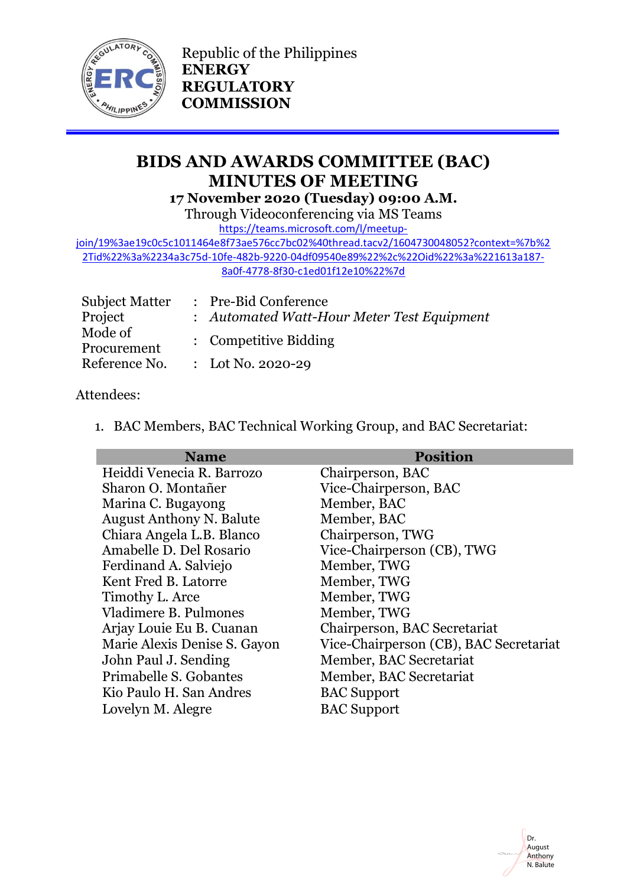Republic of the Philippines
**ENERGY**
**REGULATORY**
**COMMISSION**

# BIDS AND AWARDS COMMITTEE (BAC) MINUTES OF MEETING

**17 November 2020 (Tuesday) 09:00 A.M.**

Through Videoconferencing via MS Teams

https://teams.microsoft.com/l/meetup-join/19%3ae19c0c5c1011464e8f73ae576cc7bc02%40thread.tacv2/1604730048052?context=%7b%22Tid%22%3a%2234a3c75d-10fe-482b-9220-04df09540e89%22%2c%22Oid%22%3a%221613a187-8a0f-4778-8f30-c1ed01f12e10%22%7d

| | | |
|---|---|---|
| Subject Matter | : | Pre-Bid Conference |
| Project | : | *Automated Watt-Hour Meter Test Equipment* |
| Mode of Procurement | : | Competitive Bidding |
| Reference No. | : | Lot No. 2020-29 |

Attendees:

1. BAC Members, BAC Technical Working Group, and BAC Secretariat:

| Name | Position |
|---|---|
| Heiddi Venecia R. Barrozo | Chairperson, BAC |
| Sharon O. Montañer | Vice-Chairperson, BAC |
| Marina C. Bugayong | Member, BAC |
| August Anthony N. Balute | Member, BAC |
| Chiara Angela L.B. Blanco | Chairperson, TWG |
| Amabelle D. Del Rosario | Vice-Chairperson (CB), TWG |
| Ferdinand A. Salviejo | Member, TWG |
| Kent Fred B. Latorre | Member, TWG |
| Timothy L. Arce | Member, TWG |
| Vladimere B. Pulmones | Member, TWG |
| Arjay Louie Eu B. Cuanan | Chairperson, BAC Secretariat |
| Marie Alexis Denise S. Gayon | Vice-Chairperson (CB), BAC Secretariat |
| John Paul J. Sending | Member, BAC Secretariat |
| Primabelle S. Gobantes | Member, BAC Secretariat |
| Kio Paulo H. San Andres | BAC Support |
| Lovelyn M. Alegre | BAC Support |

Dr. August Anthony N. Balute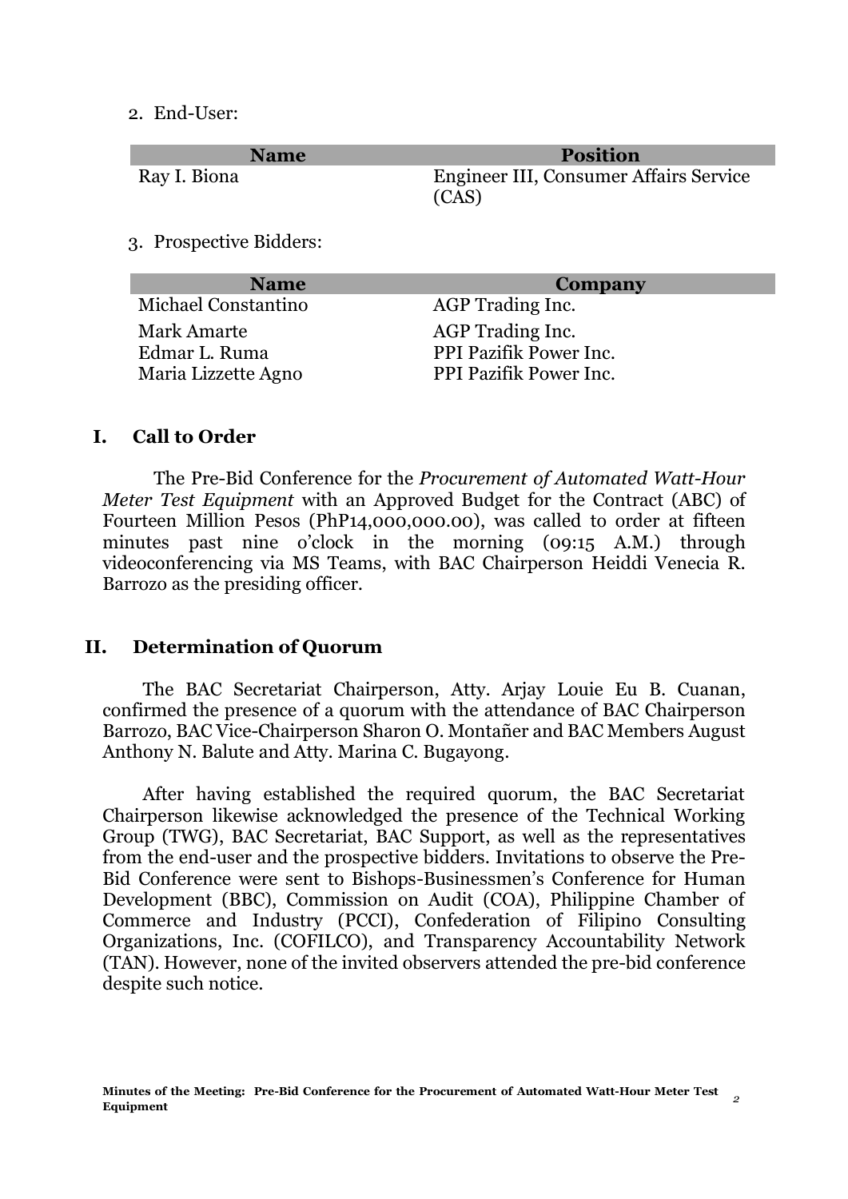2. End-User:

| Name | Position |
|---|---|
| Ray I. Biona | Engineer III, Consumer Affairs Service (CAS) |

3. Prospective Bidders:

| Name | Company |
|---|---|
| Michael Constantino | AGP Trading Inc. |
| Mark Amarte | AGP Trading Inc. |
| Edmar L. Ruma | PPI Pazifik Power Inc. |
| Maria Lizzette Agno | PPI Pazifik Power Inc. |

## I. Call to Order

The Pre-Bid Conference for the *Procurement of Automated Watt-Hour Meter Test Equipment* with an Approved Budget for the Contract (ABC) of Fourteen Million Pesos (PhP14,000,000.00), was called to order at fifteen minutes past nine o'clock in the morning (09:15 A.M.) through videoconferencing via MS Teams, with BAC Chairperson Heiddi Venecia R. Barrozo as the presiding officer.

## II. Determination of Quorum

The BAC Secretariat Chairperson, Atty. Arjay Louie Eu B. Cuanan, confirmed the presence of a quorum with the attendance of BAC Chairperson Barrozo, BAC Vice-Chairperson Sharon O. Montañer and BAC Members August Anthony N. Balute and Atty. Marina C. Bugayong.

After having established the required quorum, the BAC Secretariat Chairperson likewise acknowledged the presence of the Technical Working Group (TWG), BAC Secretariat, BAC Support, as well as the representatives from the end-user and the prospective bidders. Invitations to observe the Pre-Bid Conference were sent to Bishops-Businessmen's Conference for Human Development (BBC), Commission on Audit (COA), Philippine Chamber of Commerce and Industry (PCCI), Confederation of Filipino Consulting Organizations, Inc. (COFILCO), and Transparency Accountability Network (TAN). However, none of the invited observers attended the pre-bid conference despite such notice.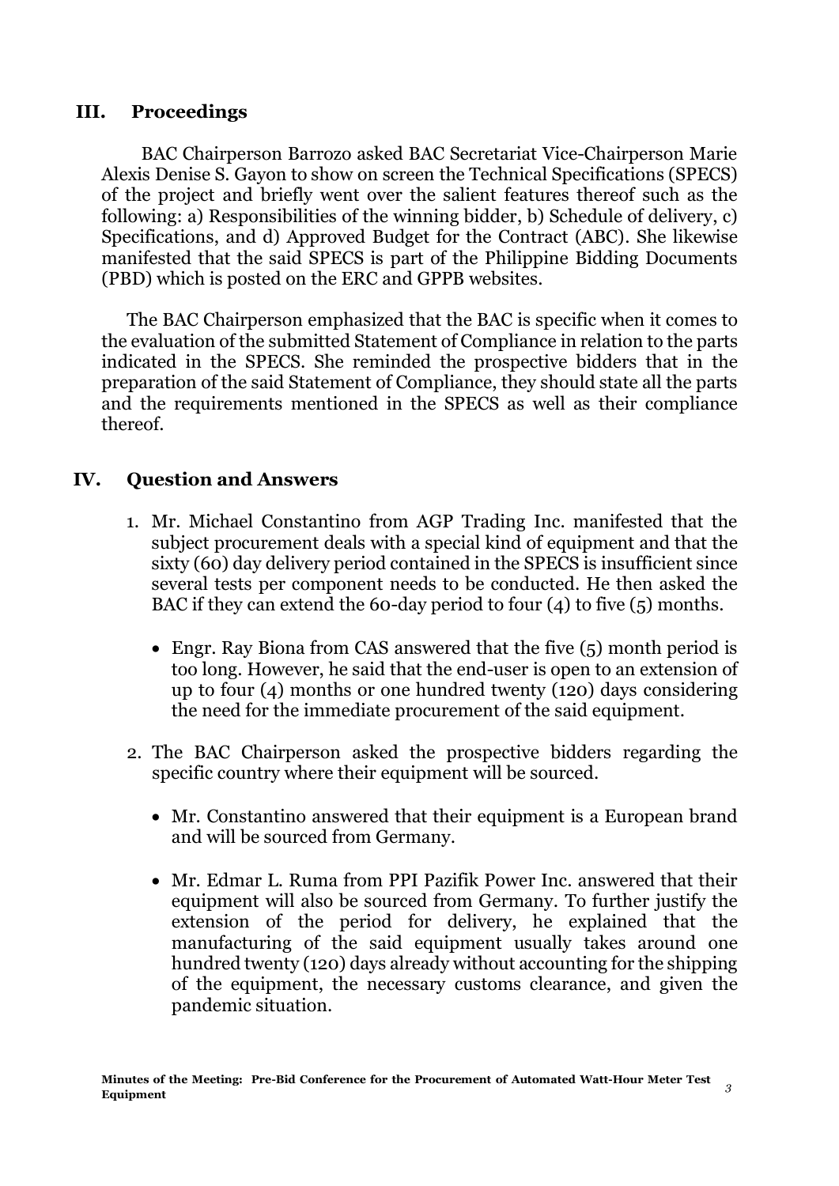## III. Proceedings

BAC Chairperson Barrozo asked BAC Secretariat Vice-Chairperson Marie Alexis Denise S. Gayon to show on screen the Technical Specifications (SPECS) of the project and briefly went over the salient features thereof such as the following: a) Responsibilities of the winning bidder, b) Schedule of delivery, c) Specifications, and d) Approved Budget for the Contract (ABC). She likewise manifested that the said SPECS is part of the Philippine Bidding Documents (PBD) which is posted on the ERC and GPPB websites.

The BAC Chairperson emphasized that the BAC is specific when it comes to the evaluation of the submitted Statement of Compliance in relation to the parts indicated in the SPECS. She reminded the prospective bidders that in the preparation of the said Statement of Compliance, they should state all the parts and the requirements mentioned in the SPECS as well as their compliance thereof.

## IV. Question and Answers

1. Mr. Michael Constantino from AGP Trading Inc. manifested that the subject procurement deals with a special kind of equipment and that the sixty (60) day delivery period contained in the SPECS is insufficient since several tests per component needs to be conducted. He then asked the BAC if they can extend the 60-day period to four (4) to five (5) months.

   - Engr. Ray Biona from CAS answered that the five (5) month period is too long. However, he said that the end-user is open to an extension of up to four (4) months or one hundred twenty (120) days considering the need for the immediate procurement of the said equipment.

2. The BAC Chairperson asked the prospective bidders regarding the specific country where their equipment will be sourced.

   - Mr. Constantino answered that their equipment is a European brand and will be sourced from Germany.

   - Mr. Edmar L. Ruma from PPI Pazifik Power Inc. answered that their equipment will also be sourced from Germany. To further justify the extension of the period for delivery, he explained that the manufacturing of the said equipment usually takes around one hundred twenty (120) days already without accounting for the shipping of the equipment, the necessary customs clearance, and given the pandemic situation.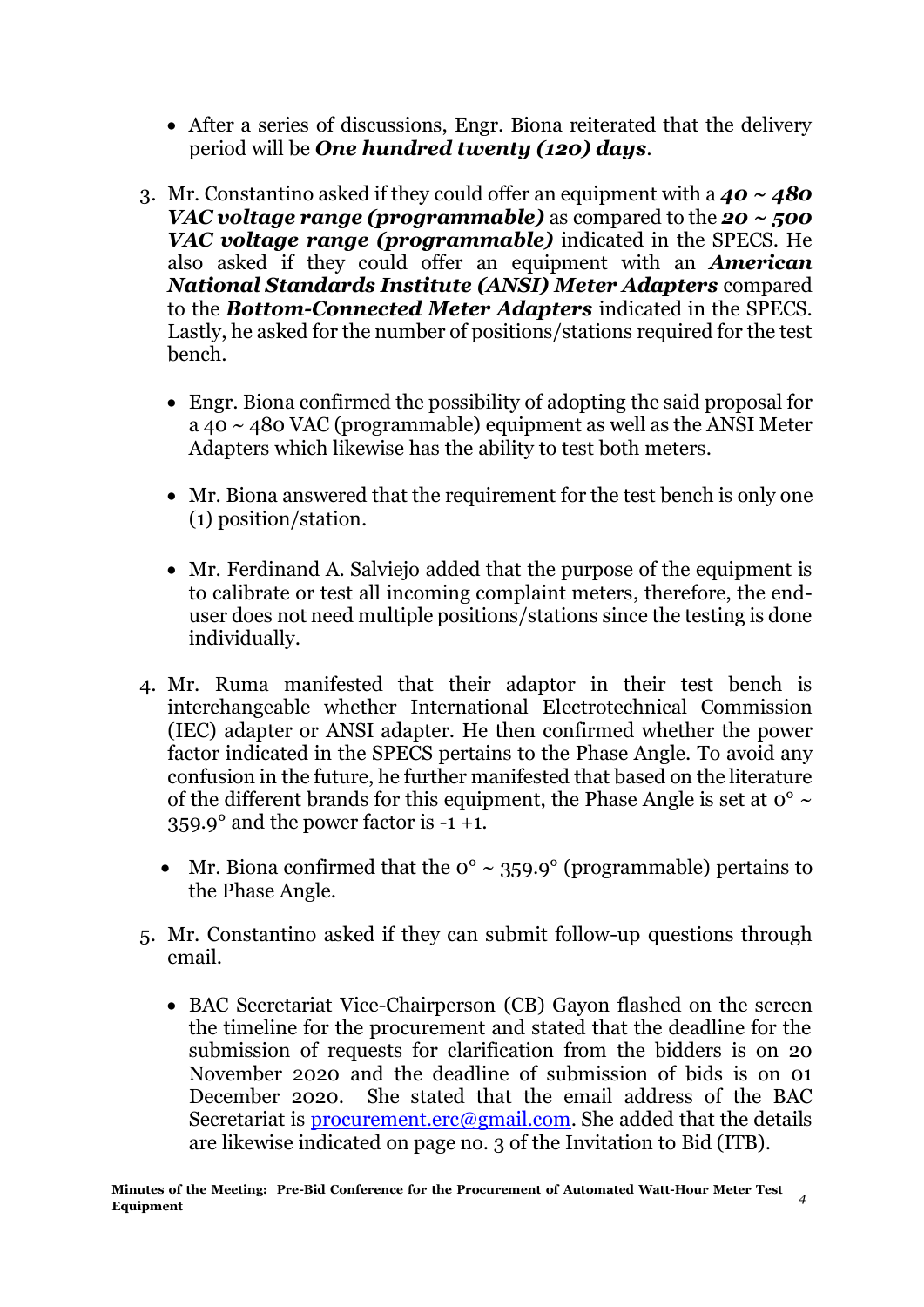- After a series of discussions, Engr. Biona reiterated that the delivery period will be ***One hundred twenty (120) days***.

3. Mr. Constantino asked if they could offer an equipment with a ***40 ~ 480 VAC voltage range (programmable)*** as compared to the ***20 ~ 500 VAC voltage range (programmable)*** indicated in the SPECS. He also asked if they could offer an equipment with an ***American National Standards Institute (ANSI) Meter Adapters*** compared to the ***Bottom-Connected Meter Adapters*** indicated in the SPECS. Lastly, he asked for the number of positions/stations required for the test bench.

   - Engr. Biona confirmed the possibility of adopting the said proposal for a 40 ~ 480 VAC (programmable) equipment as well as the ANSI Meter Adapters which likewise has the ability to test both meters.

   - Mr. Biona answered that the requirement for the test bench is only one (1) position/station.

   - Mr. Ferdinand A. Salviejo added that the purpose of the equipment is to calibrate or test all incoming complaint meters, therefore, the end-user does not need multiple positions/stations since the testing is done individually.

4. Mr. Ruma manifested that their adaptor in their test bench is interchangeable whether International Electrotechnical Commission (IEC) adapter or ANSI adapter. He then confirmed whether the power factor indicated in the SPECS pertains to the Phase Angle. To avoid any confusion in the future, he further manifested that based on the literature of the different brands for this equipment, the Phase Angle is set at 0° ~ 359.9° and the power factor is -1 +1.

   - Mr. Biona confirmed that the 0° ~ 359.9° (programmable) pertains to the Phase Angle.

5. Mr. Constantino asked if they can submit follow-up questions through email.

   - BAC Secretariat Vice-Chairperson (CB) Gayon flashed on the screen the timeline for the procurement and stated that the deadline for the submission of requests for clarification from the bidders is on 20 November 2020 and the deadline of submission of bids is on 01 December 2020. She stated that the email address of the BAC Secretariat is procurement.erc@gmail.com. She added that the details are likewise indicated on page no. 3 of the Invitation to Bid (ITB).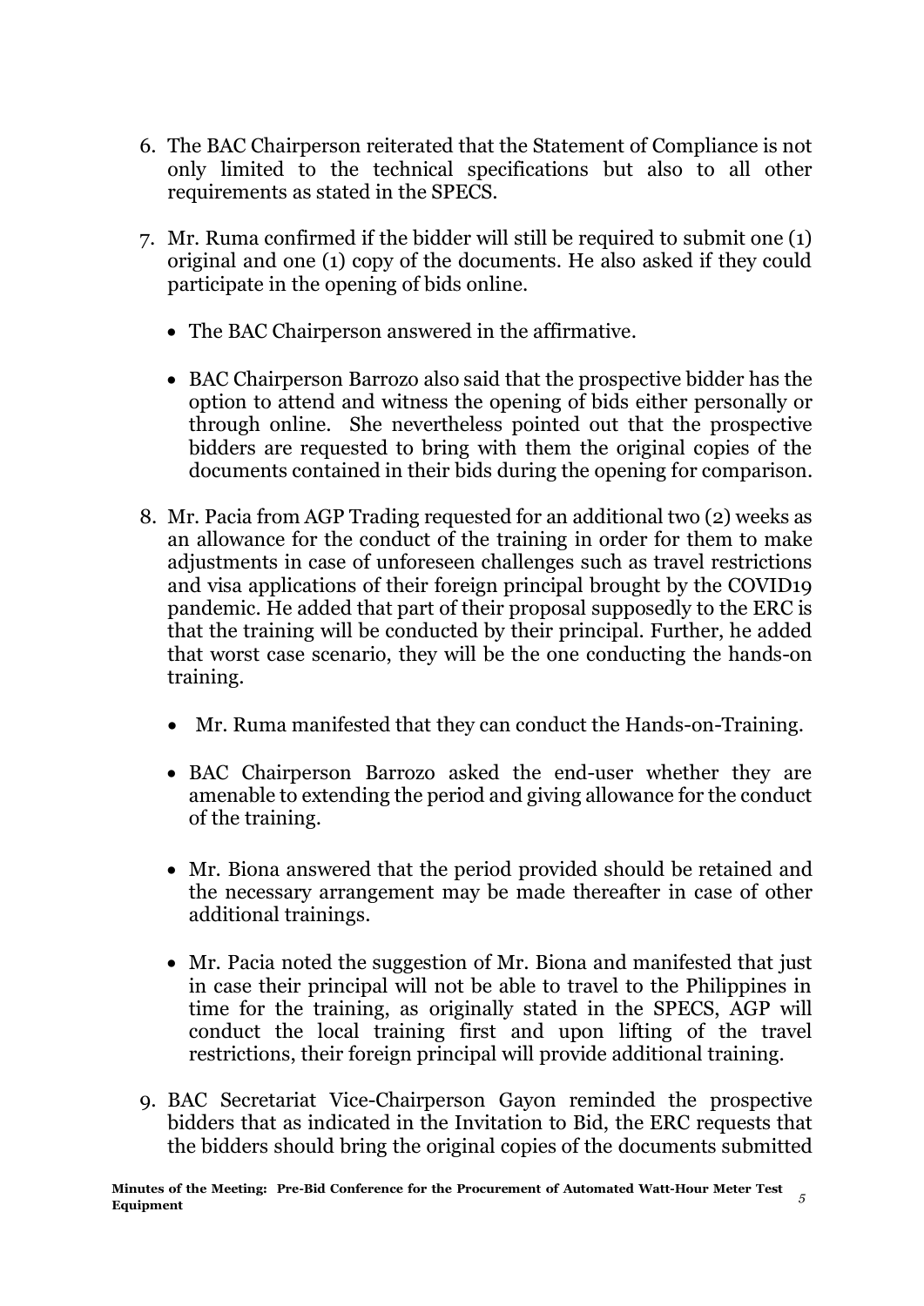6. The BAC Chairperson reiterated that the Statement of Compliance is not only limited to the technical specifications but also to all other requirements as stated in the SPECS.

7. Mr. Ruma confirmed if the bidder will still be required to submit one (1) original and one (1) copy of the documents. He also asked if they could participate in the opening of bids online.

   - The BAC Chairperson answered in the affirmative.

   - BAC Chairperson Barrozo also said that the prospective bidder has the option to attend and witness the opening of bids either personally or through online. She nevertheless pointed out that the prospective bidders are requested to bring with them the original copies of the documents contained in their bids during the opening for comparison.

8. Mr. Pacia from AGP Trading requested for an additional two (2) weeks as an allowance for the conduct of the training in order for them to make adjustments in case of unforeseen challenges such as travel restrictions and visa applications of their foreign principal brought by the COVID19 pandemic. He added that part of their proposal supposedly to the ERC is that the training will be conducted by their principal. Further, he added that worst case scenario, they will be the one conducting the hands-on training.

   - Mr. Ruma manifested that they can conduct the Hands-on-Training.

   - BAC Chairperson Barrozo asked the end-user whether they are amenable to extending the period and giving allowance for the conduct of the training.

   - Mr. Biona answered that the period provided should be retained and the necessary arrangement may be made thereafter in case of other additional trainings.

   - Mr. Pacia noted the suggestion of Mr. Biona and manifested that just in case their principal will not be able to travel to the Philippines in time for the training, as originally stated in the SPECS, AGP will conduct the local training first and upon lifting of the travel restrictions, their foreign principal will provide additional training.

9. BAC Secretariat Vice-Chairperson Gayon reminded the prospective bidders that as indicated in the Invitation to Bid, the ERC requests that the bidders should bring the original copies of the documents submitted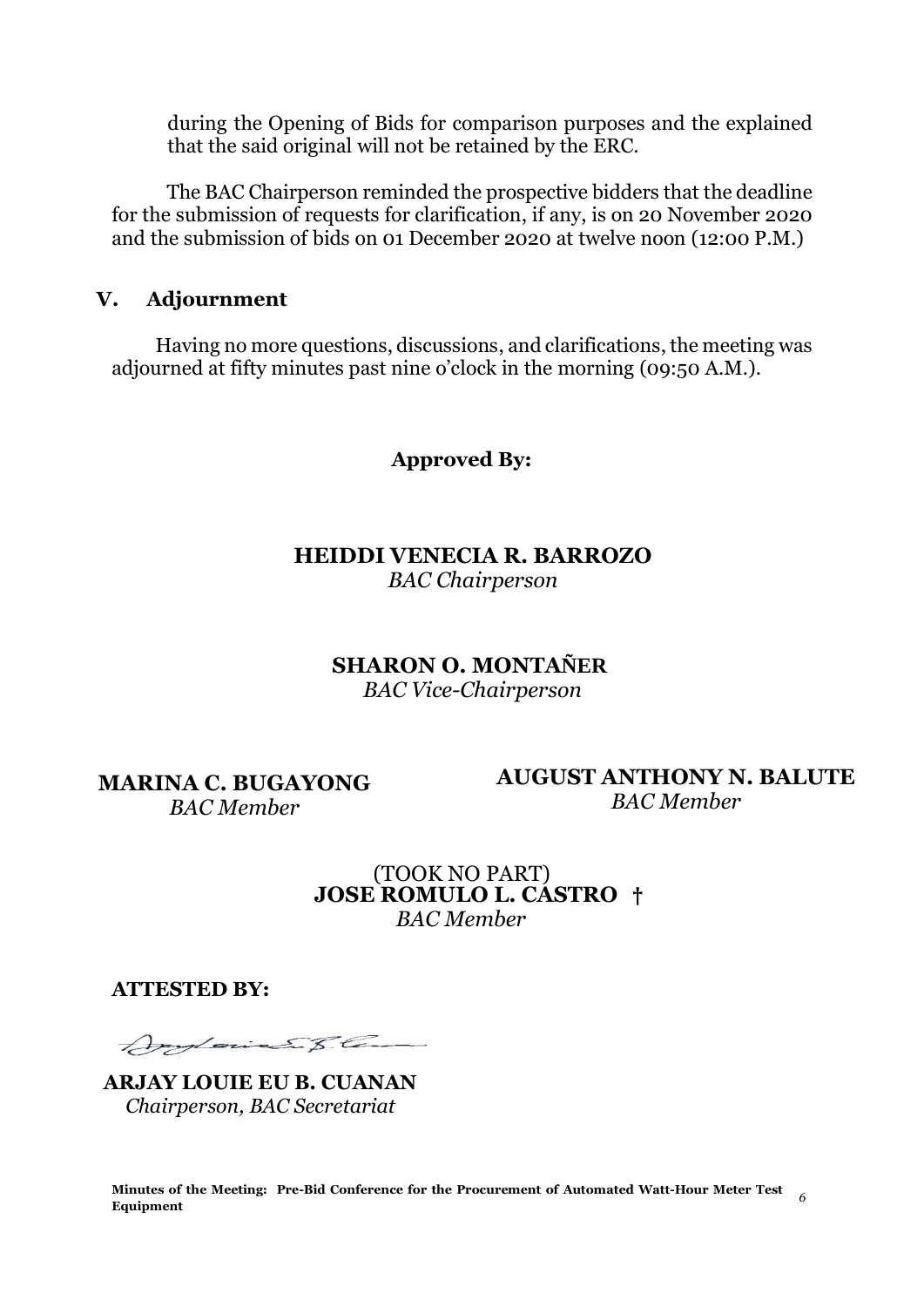during the Opening of Bids for comparison purposes and the explained that the said original will not be retained by the ERC.

The BAC Chairperson reminded the prospective bidders that the deadline for the submission of requests for clarification, if any, is on 20 November 2020 and the submission of bids on 01 December 2020 at twelve noon (12:00 P.M.)

## V. Adjournment

Having no more questions, discussions, and clarifications, the meeting was adjourned at fifty minutes past nine o'clock in the morning (09:50 A.M.).

**Approved By:**

**HEIDDI VENECIA R. BARROZO**
*BAC Chairperson*

**SHARON O. MONTAÑER**
*BAC Vice-Chairperson*

**MARINA C. BUGAYONG**
*BAC Member*

**AUGUST ANTHONY N. BALUTE**
*BAC Member*

(TOOK NO PART)
**JOSE ROMULO L. CASTRO** †
*BAC Member*

**ATTESTED BY:**

**ARJAY LOUIE EU B. CUANAN**
*Chairperson, BAC Secretariat*